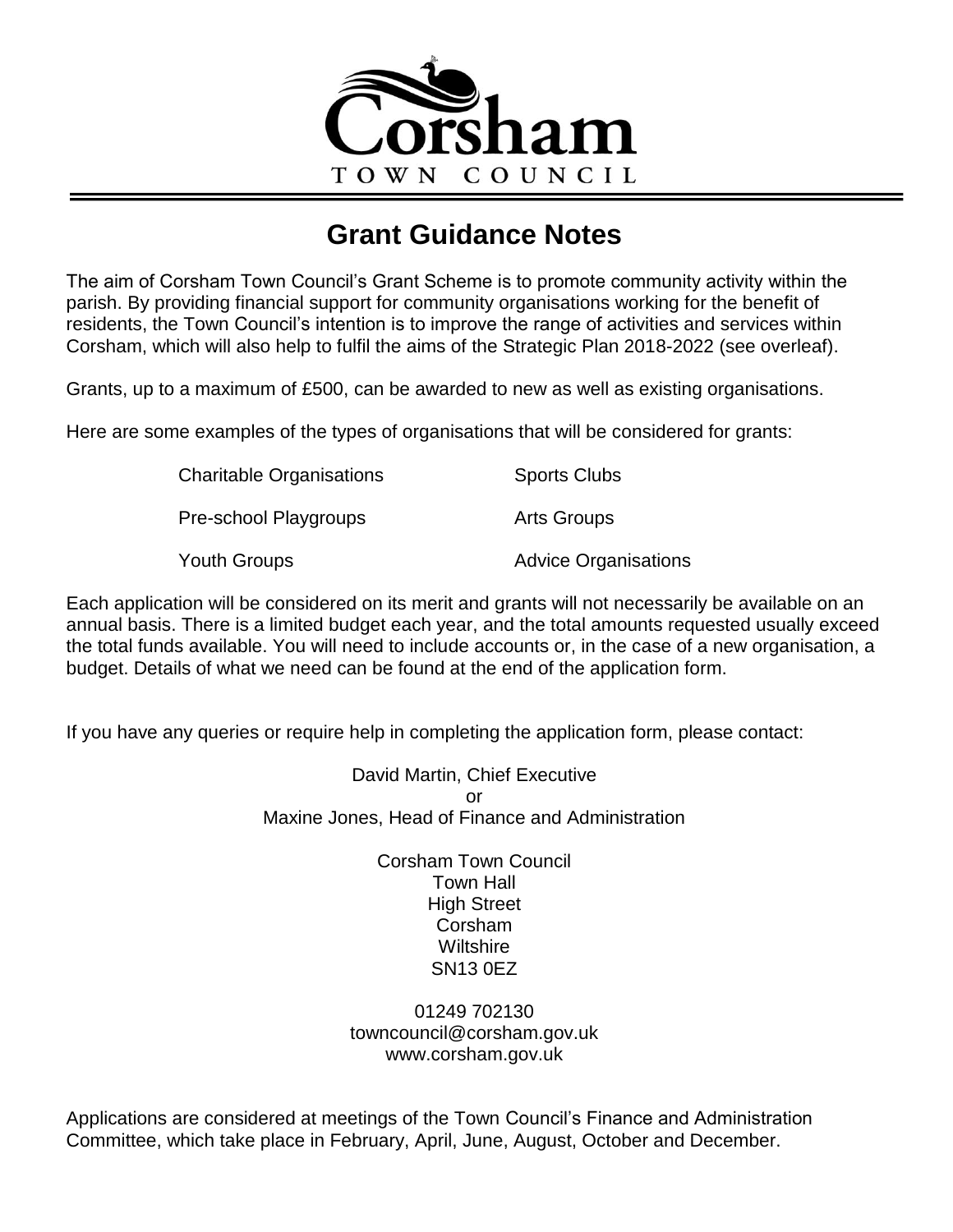Corsham

TOWN COUNCIL

# Grant Guidance Notes

The aim of Corsham Town Council's Grant Scheme is to promote community activity within the parish. By providing financial support for community organisations working for the benefit of residents, the Town Council's intention is to improve the range of activities and services within Corsham, which will also help to fulfil the aims of the Strategic Plan 2018-2022 (see overleaf).

Grants, up to a maximum of £500, can be awarded to new as well as existing organisations.

Here are some examples of the types of organisations that will be considered for grants:

- Charitable Organisations
- Sports Clubs
- Pre-school Playgroups
- Arts Groups
- Youth Groups
- Advice Organisations

Each application will be considered on its merit and grants will not necessarily be available on an annual basis. There is a limited budget each year, and the total amounts requested usually exceed the total funds available. You will need to include accounts or, in the case of a new organisation, a budget. Details of what we need can be found at the end of the application form.

If you have any queries or require help in completing the application form, please contact:

David Martin, Chief Executive
or
Maxine Jones, Head of Finance and Administration

Corsham Town Council
Town Hall
High Street
Corsham
Wiltshire
SN13 0EZ

01249 702130
towncouncil@corsham.gov.uk
www.corsham.gov.uk

Applications are considered at meetings of the Town Council's Finance and Administration Committee, which take place in February, April, June, August, October and December.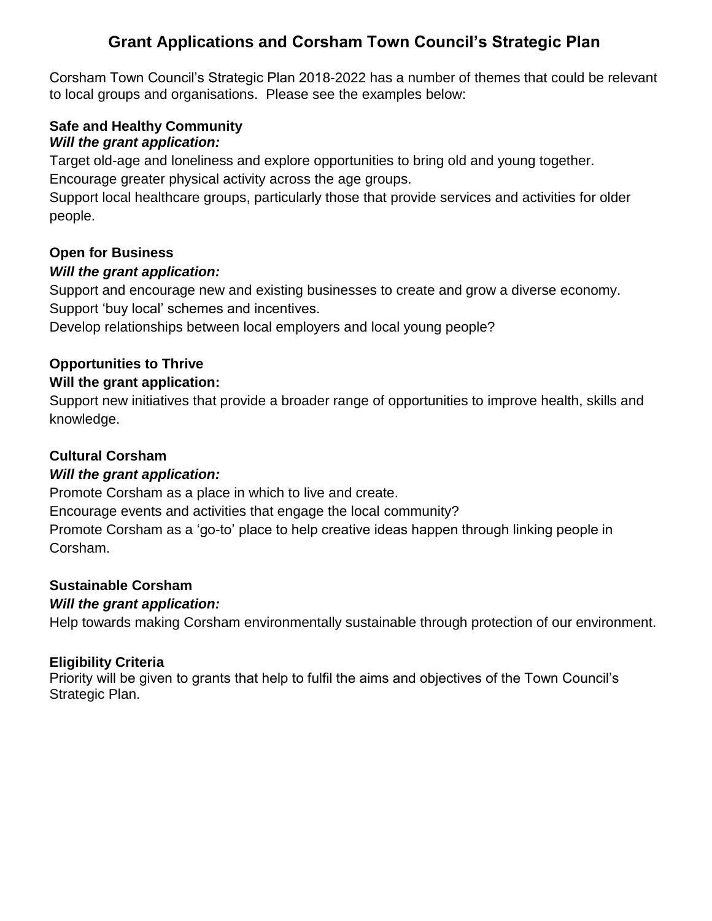# Grant Applications and Corsham Town Council's Strategic Plan

Corsham Town Council's Strategic Plan 2018-2022 has a number of themes that could be relevant to local groups and organisations. Please see the examples below:

**Safe and Healthy Community**

***Will the grant application:***

Target old-age and loneliness and explore opportunities to bring old and young together.
Encourage greater physical activity across the age groups.
Support local healthcare groups, particularly those that provide services and activities for older people.

**Open for Business**

***Will the grant application:***

Support and encourage new and existing businesses to create and grow a diverse economy.
Support 'buy local' schemes and incentives.
Develop relationships between local employers and local young people?

**Opportunities to Thrive**

**Will the grant application:**

Support new initiatives that provide a broader range of opportunities to improve health, skills and knowledge.

**Cultural Corsham**

***Will the grant application:***

Promote Corsham as a place in which to live and create.
Encourage events and activities that engage the local community?
Promote Corsham as a 'go-to' place to help creative ideas happen through linking people in Corsham.

**Sustainable Corsham**

***Will the grant application:***

Help towards making Corsham environmentally sustainable through protection of our environment.

**Eligibility Criteria**

Priority will be given to grants that help to fulfil the aims and objectives of the Town Council's Strategic Plan.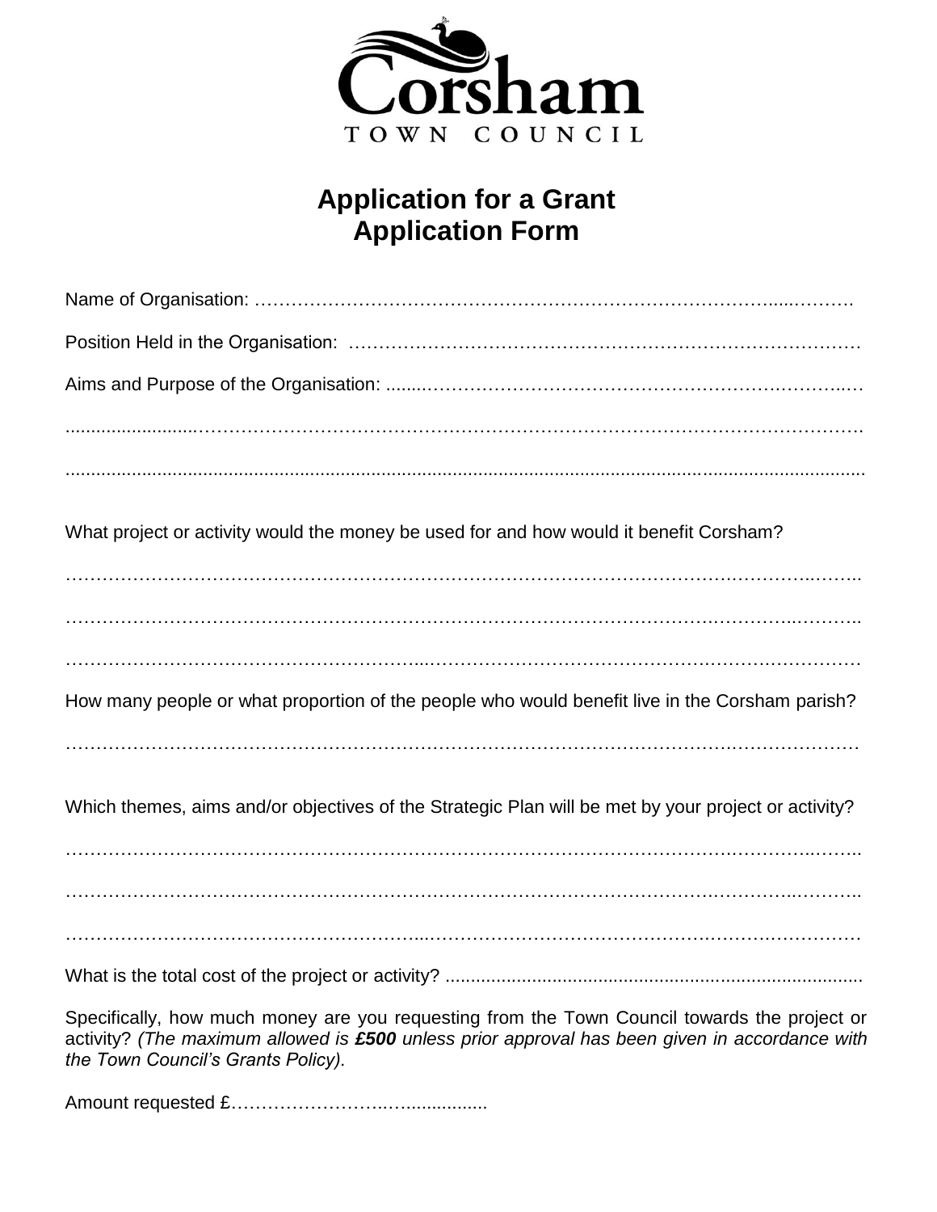Corsham

TOWN COUNCIL

# Application for a Grant
# Application Form

Name of Organisation: ……………………………………………………………………………....……….

Position Held in the Organisation: ……………………………………………………………………….

Aims and Purpose of the Organisation: .......……………………………………………….………...…

........................…………………………………………………………………………………………….

.......................................................................................................................................................

What project or activity would the money be used for and how would it benefit Corsham?

……………………………………………………………………………………………….………..……..

……………………………………………………………………………………………….…………..……..

………………………………………………...…………………………………….……….………………

How many people or what proportion of the people who would benefit live in the Corsham parish?

………………………………………………………………………………………….……………………

Which themes, aims and/or objectives of the Strategic Plan will be met by your project or activity?

……………………………………………………………………………………………….………..……..

……………………………………………………………………………………………….…………..……..

………………………………………………...…………………………………….……….………………

What is the total cost of the project or activity? .................................................................................

Specifically, how much money are you requesting from the Town Council towards the project or activity? *(The maximum allowed is **£500** unless prior approval has been given in accordance with the Town Council's Grants Policy).*

Amount requested £……………………..…...............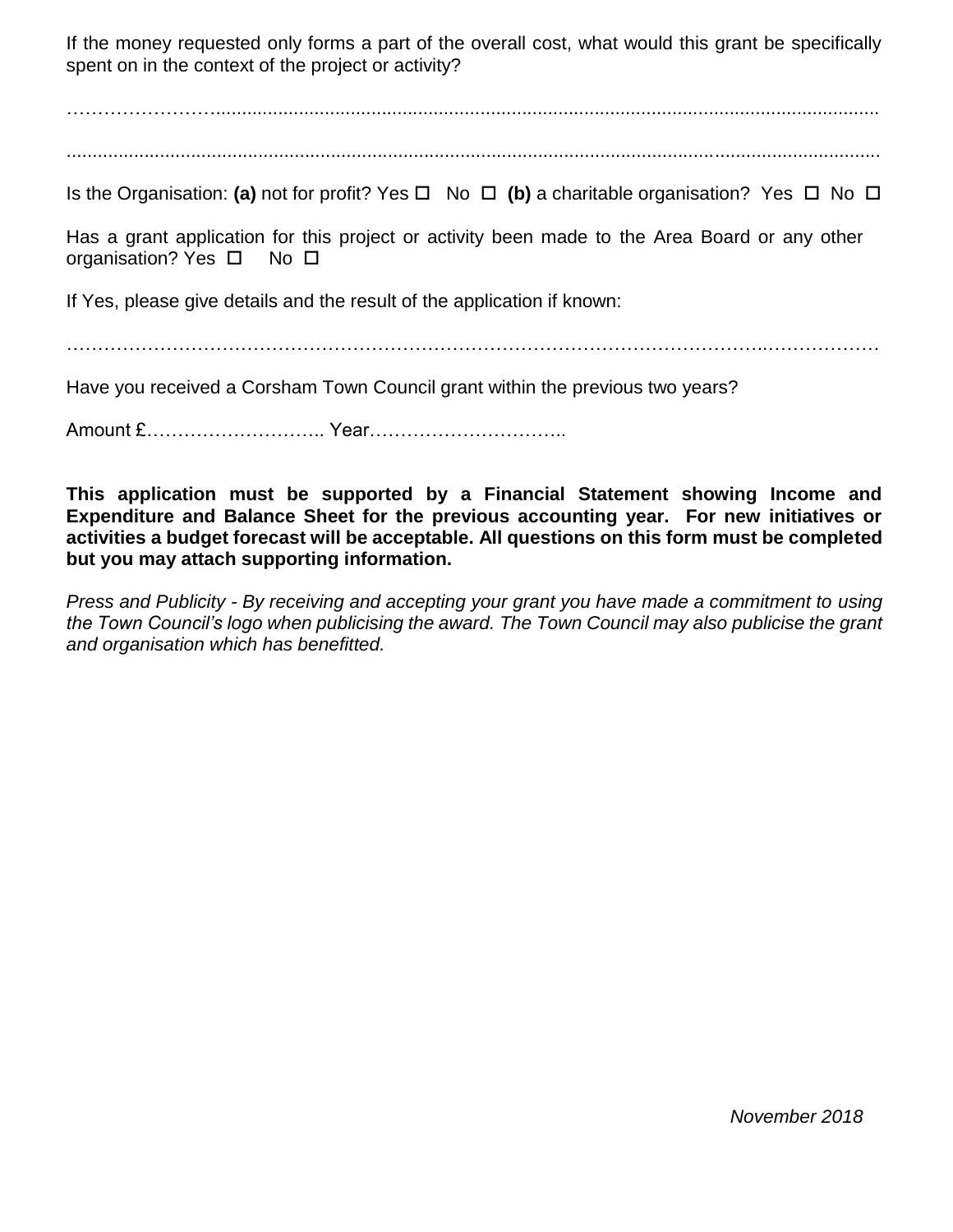If the money requested only forms a part of the overall cost, what would this grant be specifically spent on in the context of the project or activity?

…………………………………………………………………………………………………………………

…………………………………………………………………………………………………………………

Is the Organisation: **(a)** not for profit? Yes ☐ No ☐ **(b)** a charitable organisation? Yes ☐ No ☐

Has a grant application for this project or activity been made to the Area Board or any other organisation? Yes ☐ No ☐

If Yes, please give details and the result of the application if known:

…………………………………………………………………………………………………………………

Have you received a Corsham Town Council grant within the previous two years?

Amount £……………………….. Year…………………………..

**This application must be supported by a Financial Statement showing Income and Expenditure and Balance Sheet for the previous accounting year. For new initiatives or activities a budget forecast will be acceptable. All questions on this form must be completed but you may attach supporting information.**

*Press and Publicity - By receiving and accepting your grant you have made a commitment to using the Town Council's logo when publicising the award. The Town Council may also publicise the grant and organisation which has benefitted.*

*November 2018*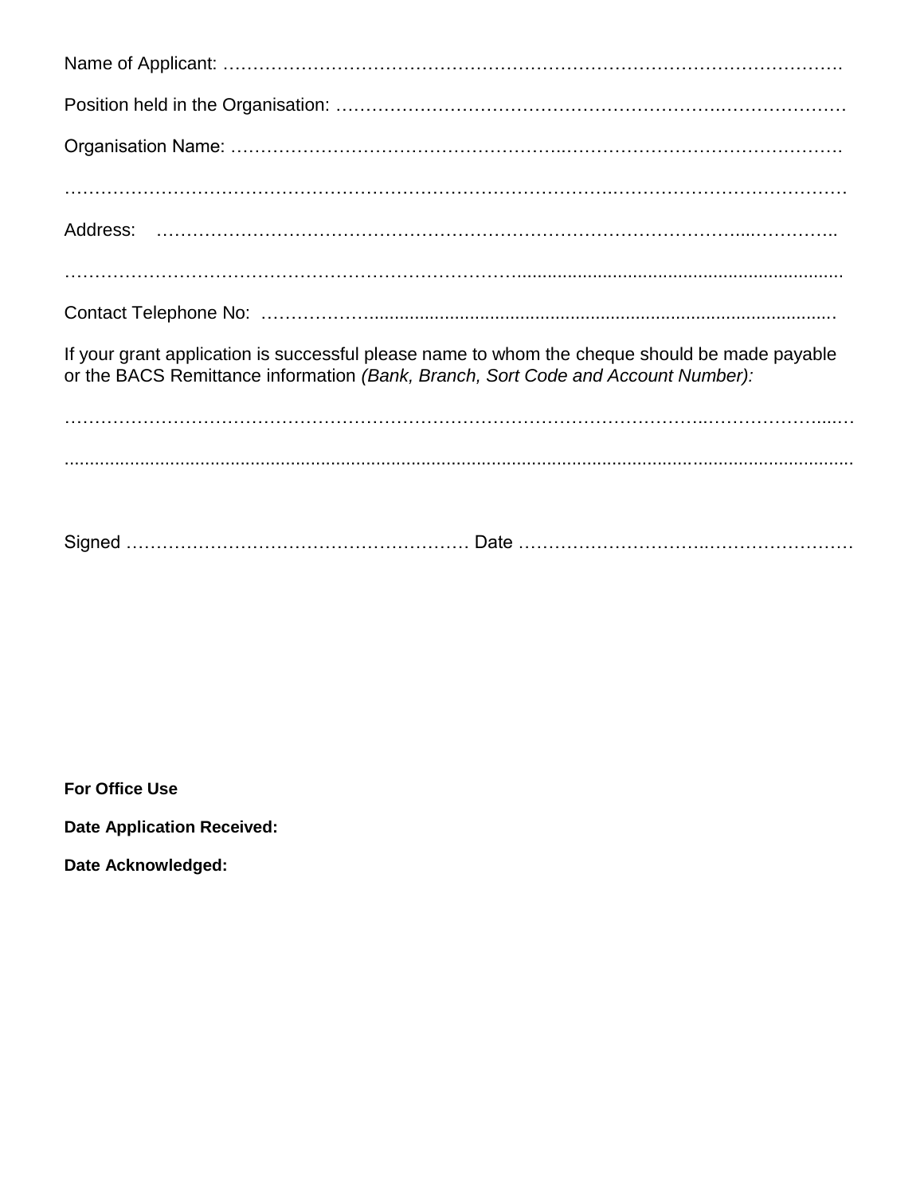Name of Applicant: …………………………………………………………………………………………….

Position held in the Organisation: …………………………………………………………………………

Organisation Name: ……………………………………………..……………………………………….

………………………………………………………………………………………………………………

Address: ……………………………………………………………………………………...…………..

………………………………………………………………………………………………………………

Contact Telephone No: ……………………………………………………………………………………

If your grant application is successful please name to whom the cheque should be made payable or the BACS Remittance information *(Bank, Branch, Sort Code and Account Number):*

………………………………………………………………………………………………………………

………………………………………………………………………………………………………………

Signed ……………………………………………….… Date …………………………..……………………

**For Office Use**

**Date Application Received:**

**Date Acknowledged:**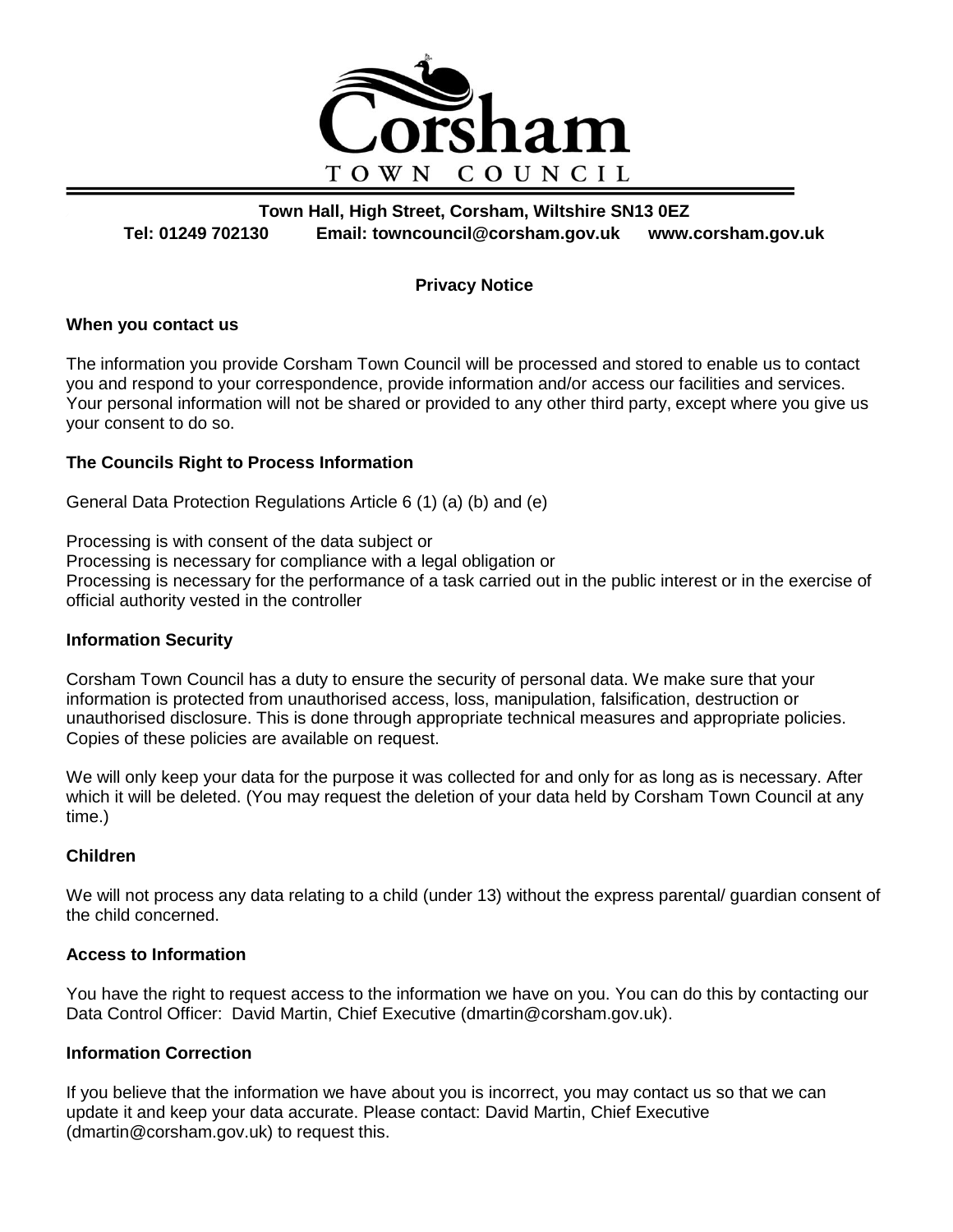Corsham
TOWN COUNCIL

**Town Hall, High Street, Corsham, Wiltshire SN13 0EZ**
**Tel: 01249 702130 Email: towncouncil@corsham.gov.uk www.corsham.gov.uk**

## Privacy Notice

### When you contact us

The information you provide Corsham Town Council will be processed and stored to enable us to contact you and respond to your correspondence, provide information and/or access our facilities and services. Your personal information will not be shared or provided to any other third party, except where you give us your consent to do so.

### The Councils Right to Process Information

General Data Protection Regulations Article 6 (1) (a) (b) and (e)

Processing is with consent of the data subject or
Processing is necessary for compliance with a legal obligation or
Processing is necessary for the performance of a task carried out in the public interest or in the exercise of official authority vested in the controller

### Information Security

Corsham Town Council has a duty to ensure the security of personal data. We make sure that your information is protected from unauthorised access, loss, manipulation, falsification, destruction or unauthorised disclosure. This is done through appropriate technical measures and appropriate policies. Copies of these policies are available on request.

We will only keep your data for the purpose it was collected for and only for as long as is necessary. After which it will be deleted. (You may request the deletion of your data held by Corsham Town Council at any time.)

### Children

We will not process any data relating to a child (under 13) without the express parental/ guardian consent of the child concerned.

### Access to Information

You have the right to request access to the information we have on you. You can do this by contacting our Data Control Officer: David Martin, Chief Executive (dmartin@corsham.gov.uk).

### Information Correction

If you believe that the information we have about you is incorrect, you may contact us so that we can update it and keep your data accurate. Please contact: David Martin, Chief Executive (dmartin@corsham.gov.uk) to request this.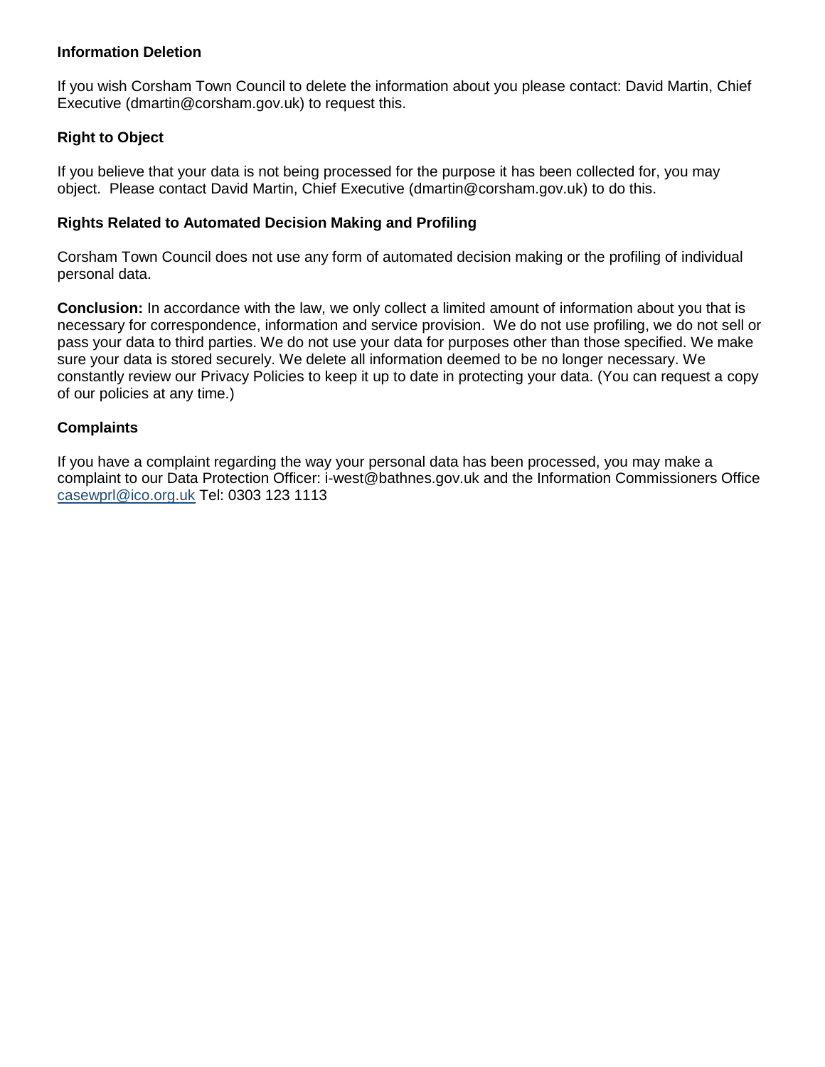**Information Deletion**

If you wish Corsham Town Council to delete the information about you please contact: David Martin, Chief Executive (dmartin@corsham.gov.uk) to request this.

**Right to Object**

If you believe that your data is not being processed for the purpose it has been collected for, you may object. Please contact David Martin, Chief Executive (dmartin@corsham.gov.uk) to do this.

**Rights Related to Automated Decision Making and Profiling**

Corsham Town Council does not use any form of automated decision making or the profiling of individual personal data.

**Conclusion:** In accordance with the law, we only collect a limited amount of information about you that is necessary for correspondence, information and service provision. We do not use profiling, we do not sell or pass your data to third parties. We do not use your data for purposes other than those specified. We make sure your data is stored securely. We delete all information deemed to be no longer necessary. We constantly review our Privacy Policies to keep it up to date in protecting your data. (You can request a copy of our policies at any time.)

**Complaints**

If you have a complaint regarding the way your personal data has been processed, you may make a complaint to our Data Protection Officer: i-west@bathnes.gov.uk and the Information Commissioners Office casewprl@ico.org.uk Tel: 0303 123 1113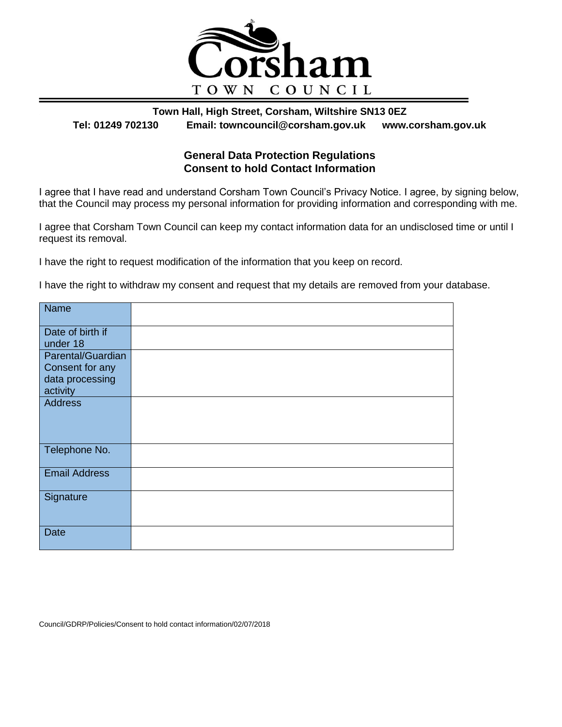Corsham

TOWN COUNCIL

**Town Hall, High Street, Corsham, Wiltshire SN13 0EZ**

**Tel: 01249 702130 Email: towncouncil@corsham.gov.uk www.corsham.gov.uk**

## General Data Protection Regulations
## Consent to hold Contact Information

I agree that I have read and understand Corsham Town Council's Privacy Notice. I agree, by signing below, that the Council may process my personal information for providing information and corresponding with me.

I agree that Corsham Town Council can keep my contact information data for an undisclosed time or until I request its removal.

I have the right to request modification of the information that you keep on record.

I have the right to withdraw my consent and request that my details are removed from your database.

| | |
|---|---|
| Name | |
| Date of birth if under 18 | |
| Parental/Guardian Consent for any data processing activity | |
| Address | |
| Telephone No. | |
| Email Address | |
| Signature | |
| Date | |

Council/GDRP/Policies/Consent to hold contact information/02/07/2018